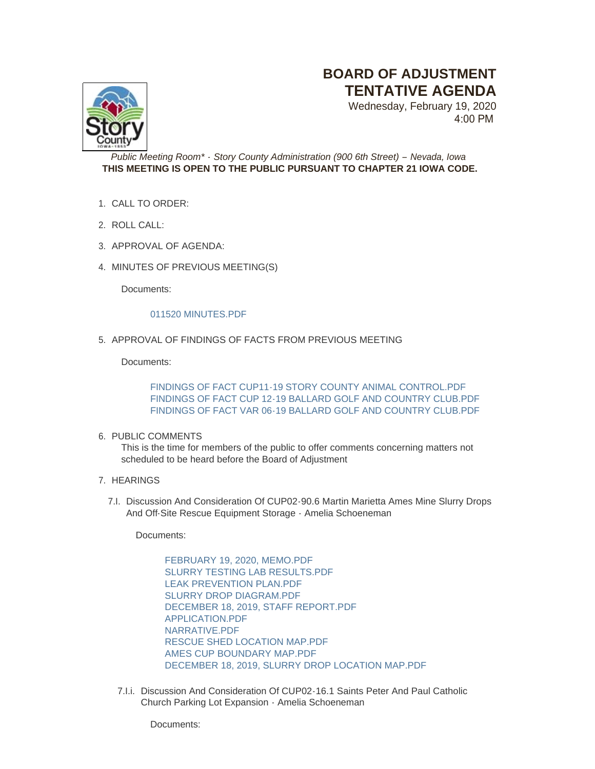# BOARD OF ADJUSTMENT TENTATIVE AGENDA

Wednesday, February 19, 2020
4:00 PM

*Public Meeting Room\* - Story County Administration (900 6th Street) – Nevada, Iowa*
**THIS MEETING IS OPEN TO THE PUBLIC PURSUANT TO CHAPTER 21 IOWA CODE.**

1. CALL TO ORDER:

2. ROLL CALL:

3. APPROVAL OF AGENDA:

4. MINUTES OF PREVIOUS MEETING(S)

   Documents:

   011520 MINUTES.PDF

5. APPROVAL OF FINDINGS OF FACTS FROM PREVIOUS MEETING

   Documents:

   FINDINGS OF FACT CUP11-19 STORY COUNTY ANIMAL CONTROL.PDF
   FINDINGS OF FACT CUP 12-19 BALLARD GOLF AND COUNTRY CLUB.PDF
   FINDINGS OF FACT VAR 06-19 BALLARD GOLF AND COUNTRY CLUB.PDF

6. PUBLIC COMMENTS
   This is the time for members of the public to offer comments concerning matters not scheduled to be heard before the Board of Adjustment

7. HEARINGS

   7.I. Discussion And Consideration Of CUP02-90.6 Martin Marietta Ames Mine Slurry Drops And Off-Site Rescue Equipment Storage - Amelia Schoeneman

   Documents:

   FEBRUARY 19, 2020, MEMO.PDF
   SLURRY TESTING LAB RESULTS.PDF
   LEAK PREVENTION PLAN.PDF
   SLURRY DROP DIAGRAM.PDF
   DECEMBER 18, 2019, STAFF REPORT.PDF
   APPLICATION.PDF
   NARRATIVE.PDF
   RESCUE SHED LOCATION MAP.PDF
   AMES CUP BOUNDARY MAP.PDF
   DECEMBER 18, 2019, SLURRY DROP LOCATION MAP.PDF

   7.I.i. Discussion And Consideration Of CUP02-16.1 Saints Peter And Paul Catholic Church Parking Lot Expansion - Amelia Schoeneman

   Documents: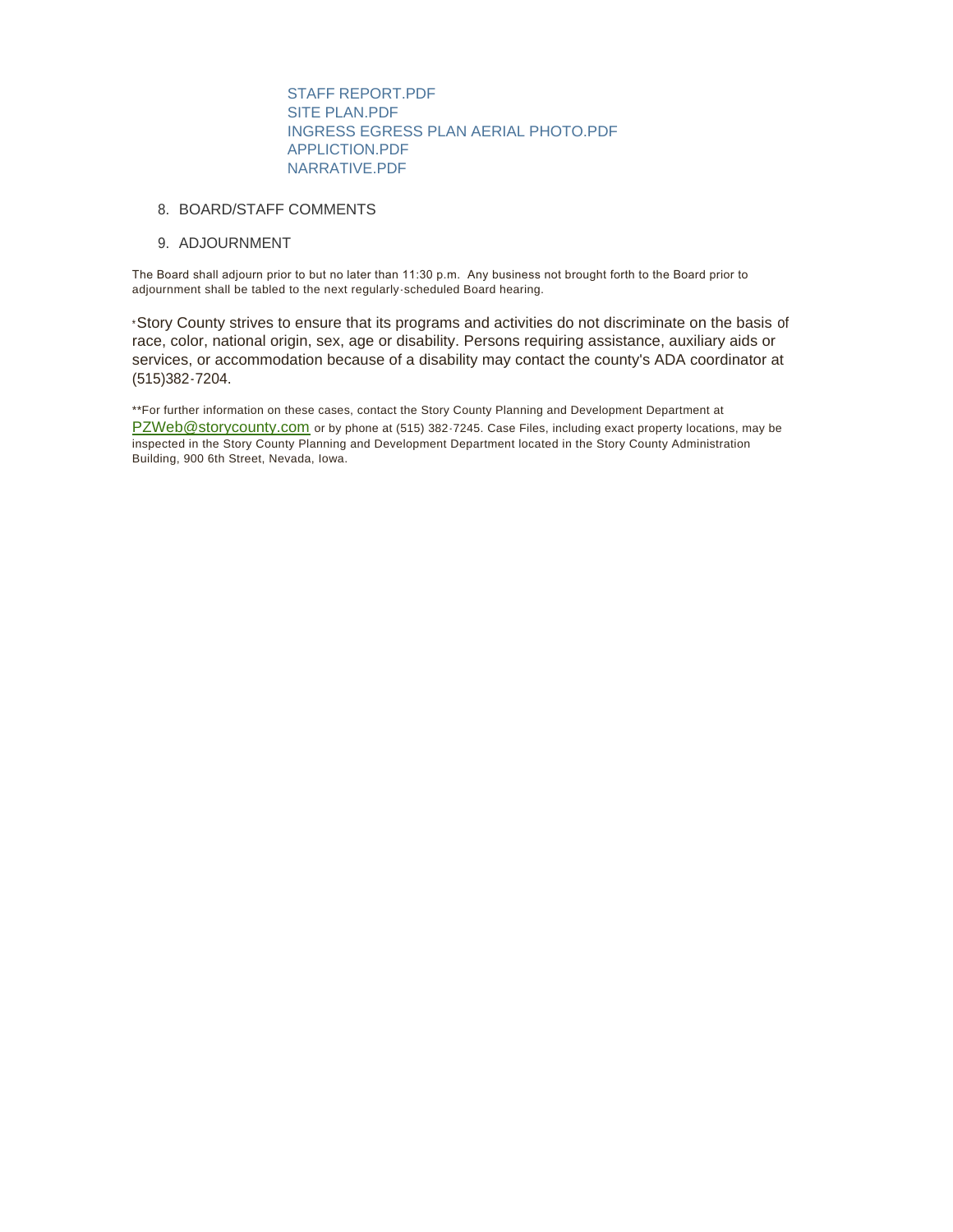STAFF REPORT.PDF
SITE PLAN.PDF
INGRESS EGRESS PLAN AERIAL PHOTO.PDF
APPLICTION.PDF
NARRATIVE.PDF

8. BOARD/STAFF COMMENTS

9. ADJOURNMENT

The Board shall adjourn prior to but no later than 11:30 p.m. Any business not brought forth to the Board prior to adjournment shall be tabled to the next regularly-scheduled Board hearing.

*Story County strives to ensure that its programs and activities do not discriminate on the basis of race, color, national origin, sex, age or disability. Persons requiring assistance, auxiliary aids or services, or accommodation because of a disability may contact the county's ADA coordinator at (515)382-7204.

**For further information on these cases, contact the Story County Planning and Development Department at PZWeb@storycounty.com or by phone at (515) 382-7245. Case Files, including exact property locations, may be inspected in the Story County Planning and Development Department located in the Story County Administration Building, 900 6th Street, Nevada, Iowa.